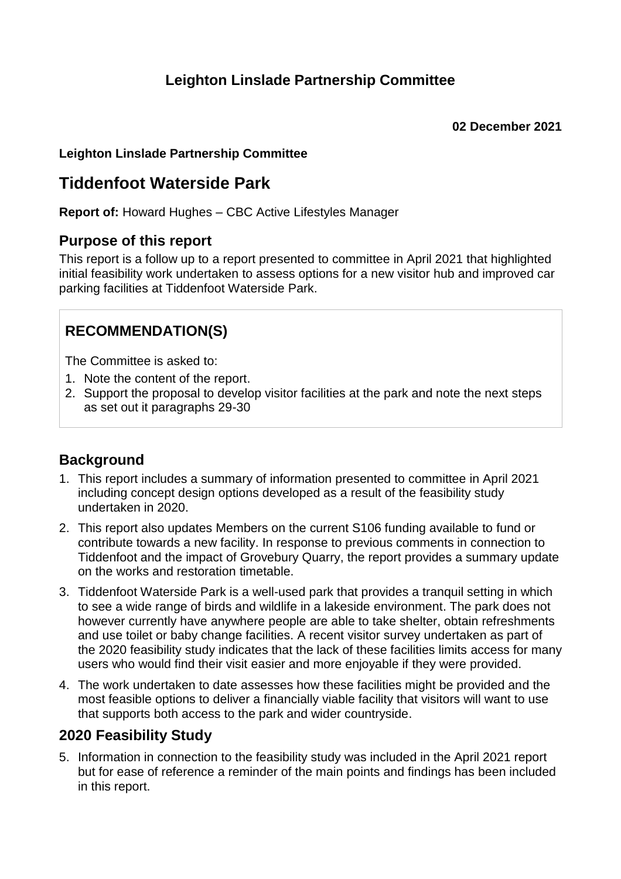## Leighton Linslade Partnership Committee

**02 December 2021**

**Leighton Linslade Partnership Committee**

# Tiddenfoot Waterside Park

**Report of:** Howard Hughes – CBC Active Lifestyles Manager

## Purpose of this report

This report is a follow up to a report presented to committee in April 2021 that highlighted initial feasibility work undertaken to assess options for a new visitor hub and improved car parking facilities at Tiddenfoot Waterside Park.

### RECOMMENDATION(S)

The Committee is asked to:

1. Note the content of the report.
2. Support the proposal to develop visitor facilities at the park and note the next steps as set out it paragraphs 29-30

## Background

1. This report includes a summary of information presented to committee in April 2021 including concept design options developed as a result of the feasibility study undertaken in 2020.
2. This report also updates Members on the current S106 funding available to fund or contribute towards a new facility. In response to previous comments in connection to Tiddenfoot and the impact of Grovebury Quarry, the report provides a summary update on the works and restoration timetable.
3. Tiddenfoot Waterside Park is a well-used park that provides a tranquil setting in which to see a wide range of birds and wildlife in a lakeside environment. The park does not however currently have anywhere people are able to take shelter, obtain refreshments and use toilet or baby change facilities. A recent visitor survey undertaken as part of the 2020 feasibility study indicates that the lack of these facilities limits access for many users who would find their visit easier and more enjoyable if they were provided.
4. The work undertaken to date assesses how these facilities might be provided and the most feasible options to deliver a financially viable facility that visitors will want to use that supports both access to the park and wider countryside.

## 2020 Feasibility Study

5. Information in connection to the feasibility study was included in the April 2021 report but for ease of reference a reminder of the main points and findings has been included in this report.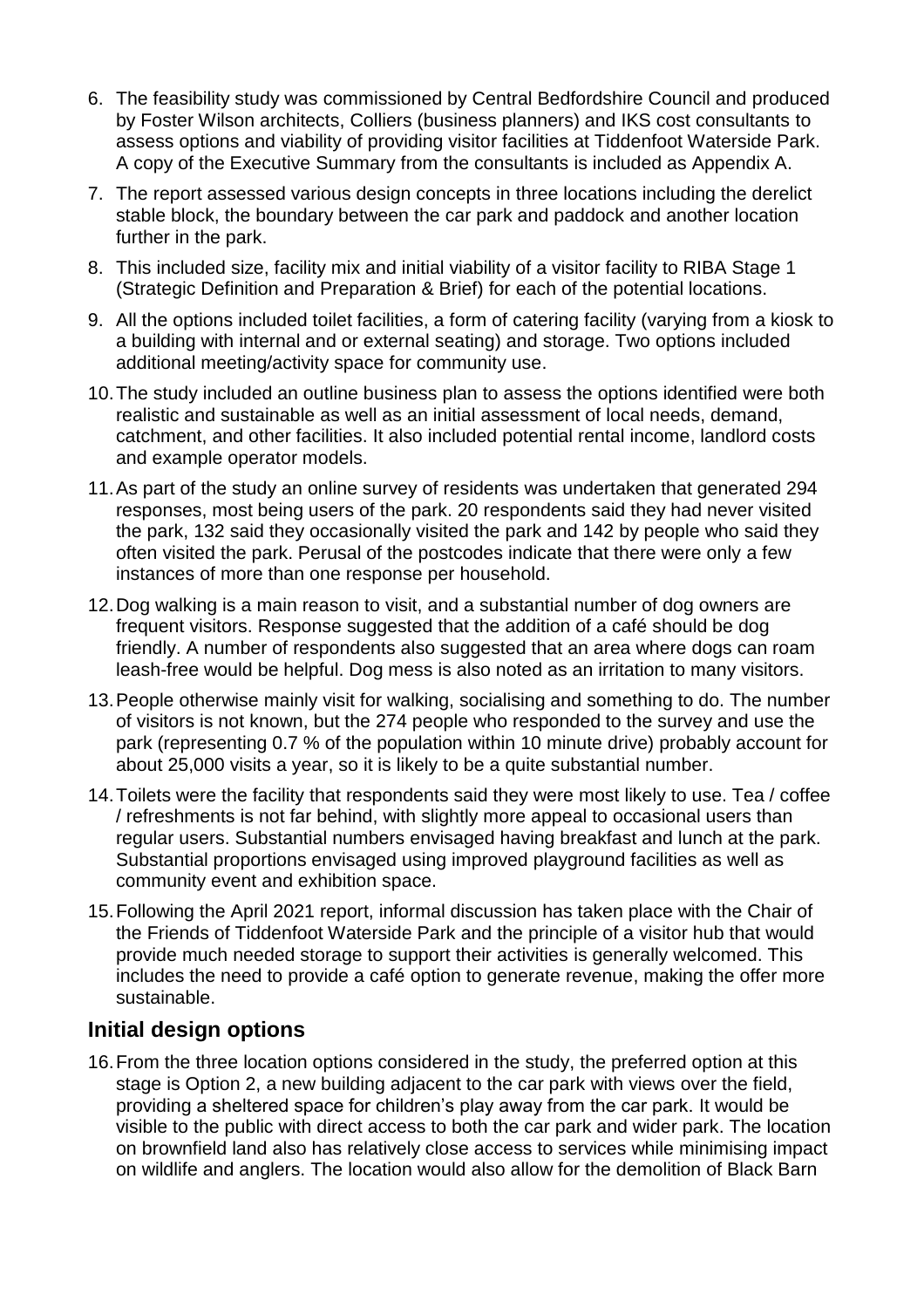6. The feasibility study was commissioned by Central Bedfordshire Council and produced by Foster Wilson architects, Colliers (business planners) and IKS cost consultants to assess options and viability of providing visitor facilities at Tiddenfoot Waterside Park. A copy of the Executive Summary from the consultants is included as Appendix A.

7. The report assessed various design concepts in three locations including the derelict stable block, the boundary between the car park and paddock and another location further in the park.

8. This included size, facility mix and initial viability of a visitor facility to RIBA Stage 1 (Strategic Definition and Preparation & Brief) for each of the potential locations.

9. All the options included toilet facilities, a form of catering facility (varying from a kiosk to a building with internal and or external seating) and storage. Two options included additional meeting/activity space for community use.

10. The study included an outline business plan to assess the options identified were both realistic and sustainable as well as an initial assessment of local needs, demand, catchment, and other facilities. It also included potential rental income, landlord costs and example operator models.

11. As part of the study an online survey of residents was undertaken that generated 294 responses, most being users of the park. 20 respondents said they had never visited the park, 132 said they occasionally visited the park and 142 by people who said they often visited the park. Perusal of the postcodes indicate that there were only a few instances of more than one response per household.

12. Dog walking is a main reason to visit, and a substantial number of dog owners are frequent visitors. Response suggested that the addition of a café should be dog friendly. A number of respondents also suggested that an area where dogs can roam leash-free would be helpful. Dog mess is also noted as an irritation to many visitors.

13. People otherwise mainly visit for walking, socialising and something to do. The number of visitors is not known, but the 274 people who responded to the survey and use the park (representing 0.7 % of the population within 10 minute drive) probably account for about 25,000 visits a year, so it is likely to be a quite substantial number.

14. Toilets were the facility that respondents said they were most likely to use. Tea / coffee / refreshments is not far behind, with slightly more appeal to occasional users than regular users. Substantial numbers envisaged having breakfast and lunch at the park. Substantial proportions envisaged using improved playground facilities as well as community event and exhibition space.

15. Following the April 2021 report, informal discussion has taken place with the Chair of the Friends of Tiddenfoot Waterside Park and the principle of a visitor hub that would provide much needed storage to support their activities is generally welcomed. This includes the need to provide a café option to generate revenue, making the offer more sustainable.

## Initial design options

16. From the three location options considered in the study, the preferred option at this stage is Option 2, a new building adjacent to the car park with views over the field, providing a sheltered space for children's play away from the car park. It would be visible to the public with direct access to both the car park and wider park. The location on brownfield land also has relatively close access to services while minimising impact on wildlife and anglers. The location would also allow for the demolition of Black Barn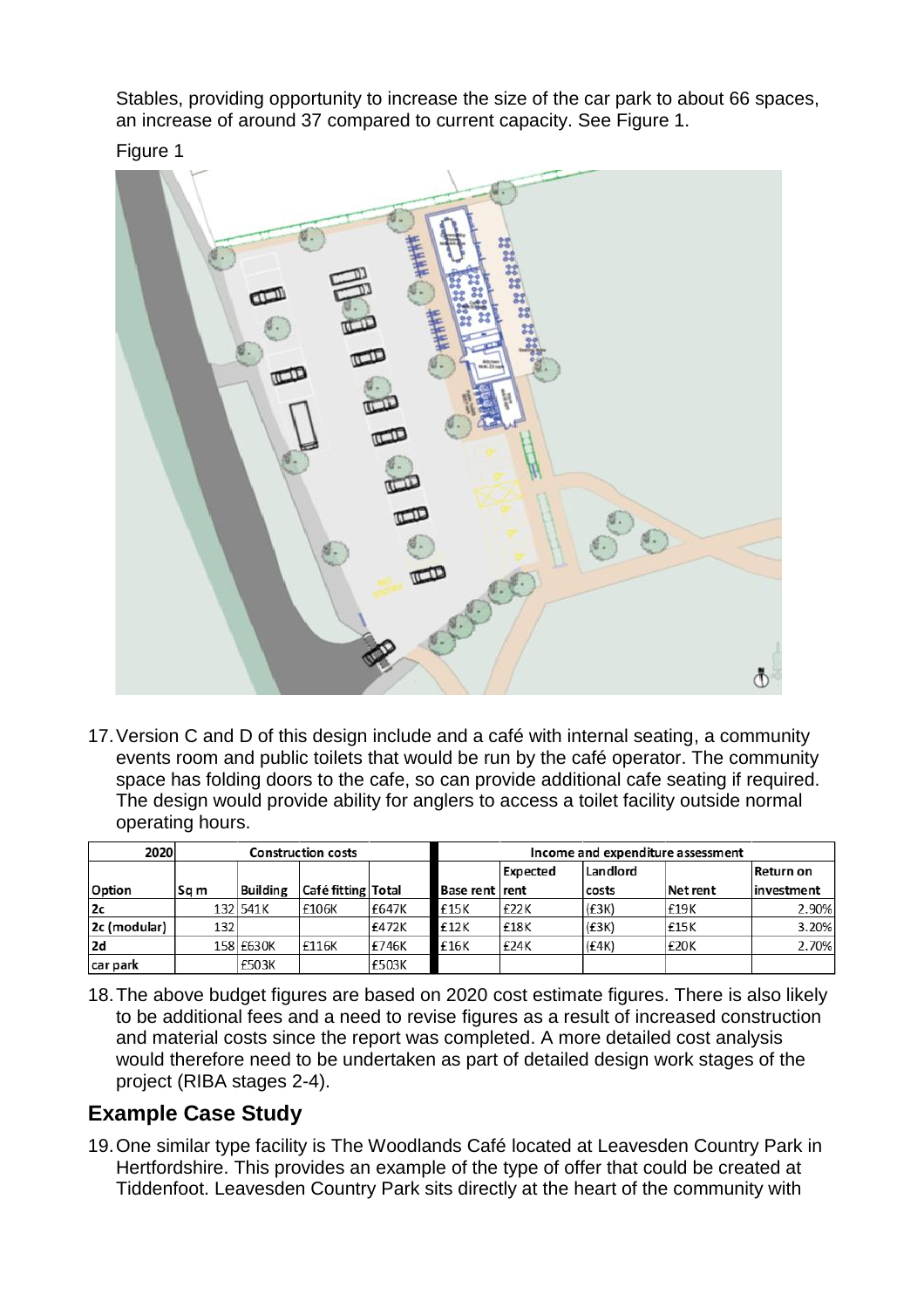Stables, providing opportunity to increase the size of the car park to about 66 spaces, an increase of around 37 compared to current capacity. See Figure 1.

Figure 1

17. Version C and D of this design include and a café with internal seating, a community events room and public toilets that would be run by the café operator. The community space has folding doors to the cafe, so can provide additional cafe seating if required. The design would provide ability for anglers to access a toilet facility outside normal operating hours.

| 2020 | Construction costs | | | | Income and expenditure assessment | | | | |
|---|---|---|---|---|---|---|---|---|---|
| Option | Sq m | Building | Café fitting | Total | Base rent | Expected rent | Landlord costs | Net rent | Return on investment |
| 2c | 132 | 541K | £106K | £647K | £15K | £22K | (£3K) | £19K | 2.90% |
| 2c (modular) | 132 | | | £472K | £12K | £18K | (£3K) | £15K | 3.20% |
| 2d | 158 | £630K | £116K | £746K | £16K | £24K | (£4K) | £20K | 2.70% |
| car park | | £503K | | £503K | | | | | |

18. The above budget figures are based on 2020 cost estimate figures. There is also likely to be additional fees and a need to revise figures as a result of increased construction and material costs since the report was completed. A more detailed cost analysis would therefore need to be undertaken as part of detailed design work stages of the project (RIBA stages 2-4).

## Example Case Study

19. One similar type facility is The Woodlands Café located at Leavesden Country Park in Hertfordshire. This provides an example of the type of offer that could be created at Tiddenfoot. Leavesden Country Park sits directly at the heart of the community with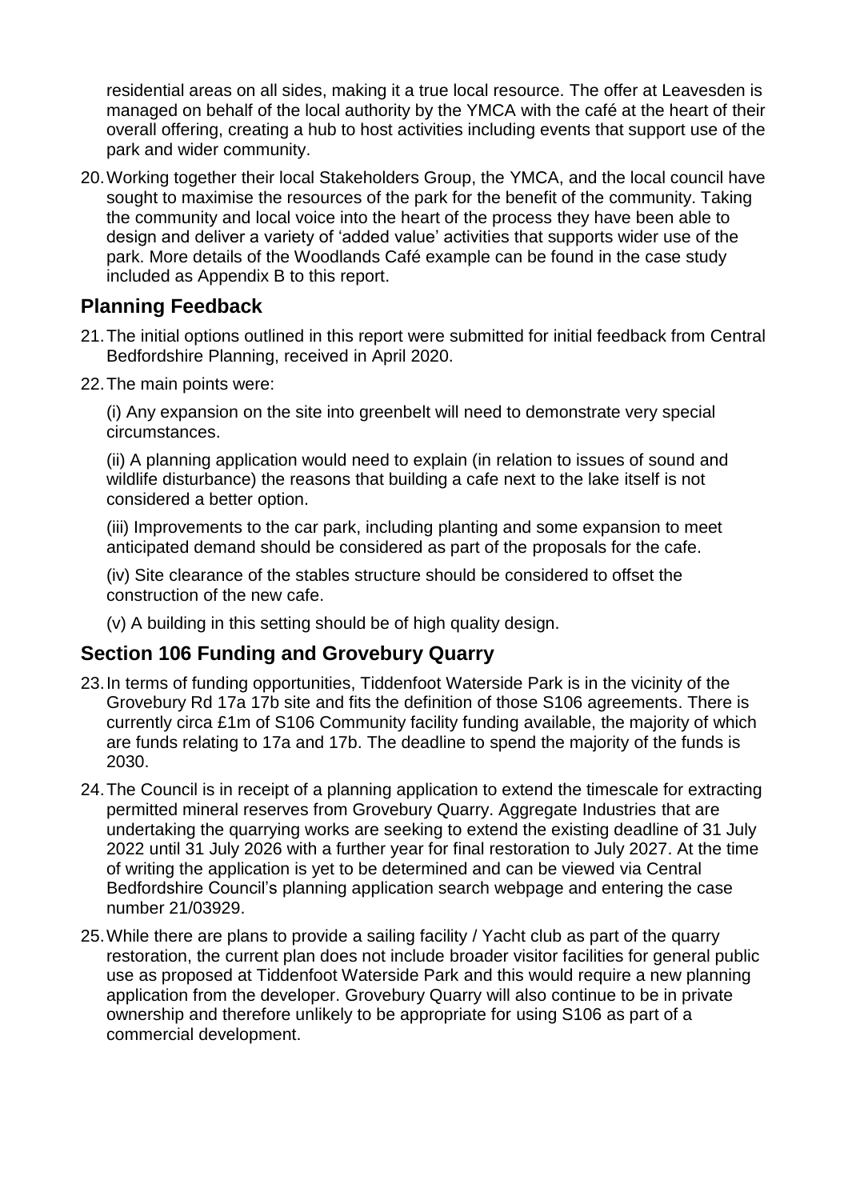residential areas on all sides, making it a true local resource. The offer at Leavesden is managed on behalf of the local authority by the YMCA with the café at the heart of their overall offering, creating a hub to host activities including events that support use of the park and wider community.

20. Working together their local Stakeholders Group, the YMCA, and the local council have sought to maximise the resources of the park for the benefit of the community. Taking the community and local voice into the heart of the process they have been able to design and deliver a variety of 'added value' activities that supports wider use of the park. More details of the Woodlands Café example can be found in the case study included as Appendix B to this report.

## Planning Feedback

21. The initial options outlined in this report were submitted for initial feedback from Central Bedfordshire Planning, received in April 2020.

22. The main points were:

    (i) Any expansion on the site into greenbelt will need to demonstrate very special circumstances.

    (ii) A planning application would need to explain (in relation to issues of sound and wildlife disturbance) the reasons that building a cafe next to the lake itself is not considered a better option.

    (iii) Improvements to the car park, including planting and some expansion to meet anticipated demand should be considered as part of the proposals for the cafe.

    (iv) Site clearance of the stables structure should be considered to offset the construction of the new cafe.

    (v) A building in this setting should be of high quality design.

## Section 106 Funding and Grovebury Quarry

23. In terms of funding opportunities, Tiddenfoot Waterside Park is in the vicinity of the Grovebury Rd 17a 17b site and fits the definition of those S106 agreements. There is currently circa £1m of S106 Community facility funding available, the majority of which are funds relating to 17a and 17b. The deadline to spend the majority of the funds is 2030.

24. The Council is in receipt of a planning application to extend the timescale for extracting permitted mineral reserves from Grovebury Quarry. Aggregate Industries that are undertaking the quarrying works are seeking to extend the existing deadline of 31 July 2022 until 31 July 2026 with a further year for final restoration to July 2027. At the time of writing the application is yet to be determined and can be viewed via Central Bedfordshire Council's planning application search webpage and entering the case number 21/03929.

25. While there are plans to provide a sailing facility / Yacht club as part of the quarry restoration, the current plan does not include broader visitor facilities for general public use as proposed at Tiddenfoot Waterside Park and this would require a new planning application from the developer. Grovebury Quarry will also continue to be in private ownership and therefore unlikely to be appropriate for using S106 as part of a commercial development.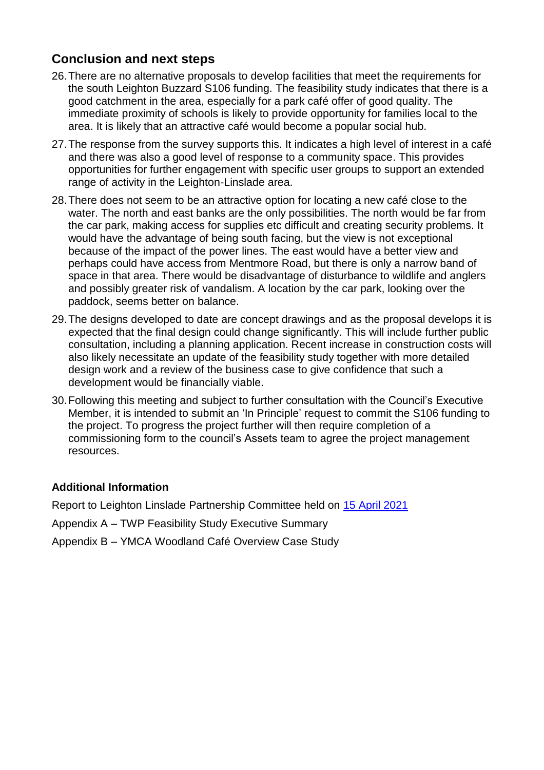## Conclusion and next steps

26. There are no alternative proposals to develop facilities that meet the requirements for the south Leighton Buzzard S106 funding. The feasibility study indicates that there is a good catchment in the area, especially for a park café offer of good quality. The immediate proximity of schools is likely to provide opportunity for families local to the area. It is likely that an attractive café would become a popular social hub.

27. The response from the survey supports this. It indicates a high level of interest in a café and there was also a good level of response to a community space. This provides opportunities for further engagement with specific user groups to support an extended range of activity in the Leighton-Linslade area.

28. There does not seem to be an attractive option for locating a new café close to the water. The north and east banks are the only possibilities. The north would be far from the car park, making access for supplies etc difficult and creating security problems. It would have the advantage of being south facing, but the view is not exceptional because of the impact of the power lines. The east would have a better view and perhaps could have access from Mentmore Road, but there is only a narrow band of space in that area. There would be disadvantage of disturbance to wildlife and anglers and possibly greater risk of vandalism. A location by the car park, looking over the paddock, seems better on balance.

29. The designs developed to date are concept drawings and as the proposal develops it is expected that the final design could change significantly. This will include further public consultation, including a planning application. Recent increase in construction costs will also likely necessitate an update of the feasibility study together with more detailed design work and a review of the business case to give confidence that such a development would be financially viable.

30. Following this meeting and subject to further consultation with the Council's Executive Member, it is intended to submit an 'In Principle' request to commit the S106 funding to the project. To progress the project further will then require completion of a commissioning form to the council's Assets team to agree the project management resources.

### Additional Information

Report to Leighton Linslade Partnership Committee held on 15 April 2021

Appendix A – TWP Feasibility Study Executive Summary

Appendix B – YMCA Woodland Café Overview Case Study